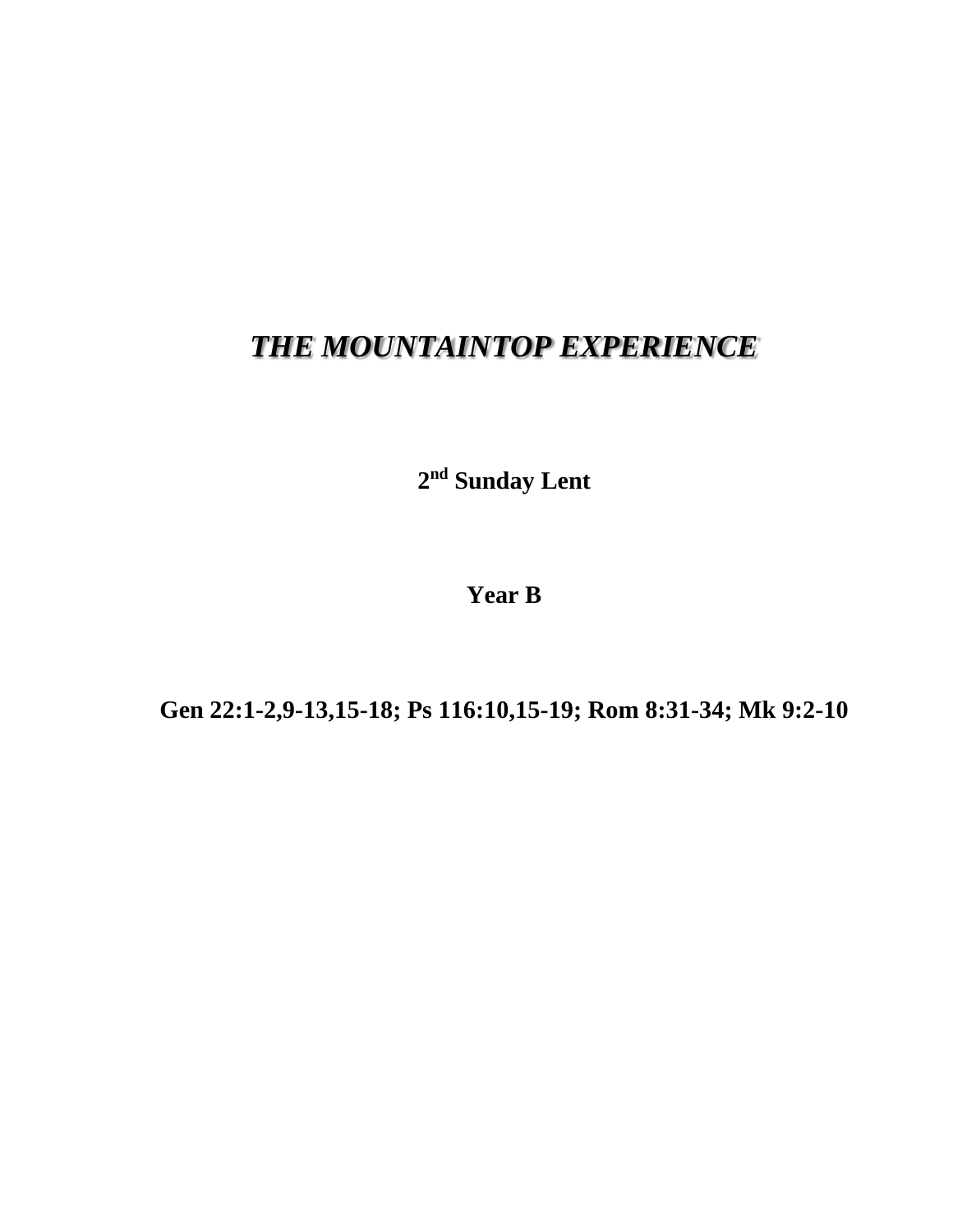# *THE MOUNTAINTOP EXPERIENCE*

**2nd Sunday Lent**

**Year B**

**Gen 22:1-2,9-13,15-18; Ps 116:10,15-19; Rom 8:31-34; Mk 9:2-10**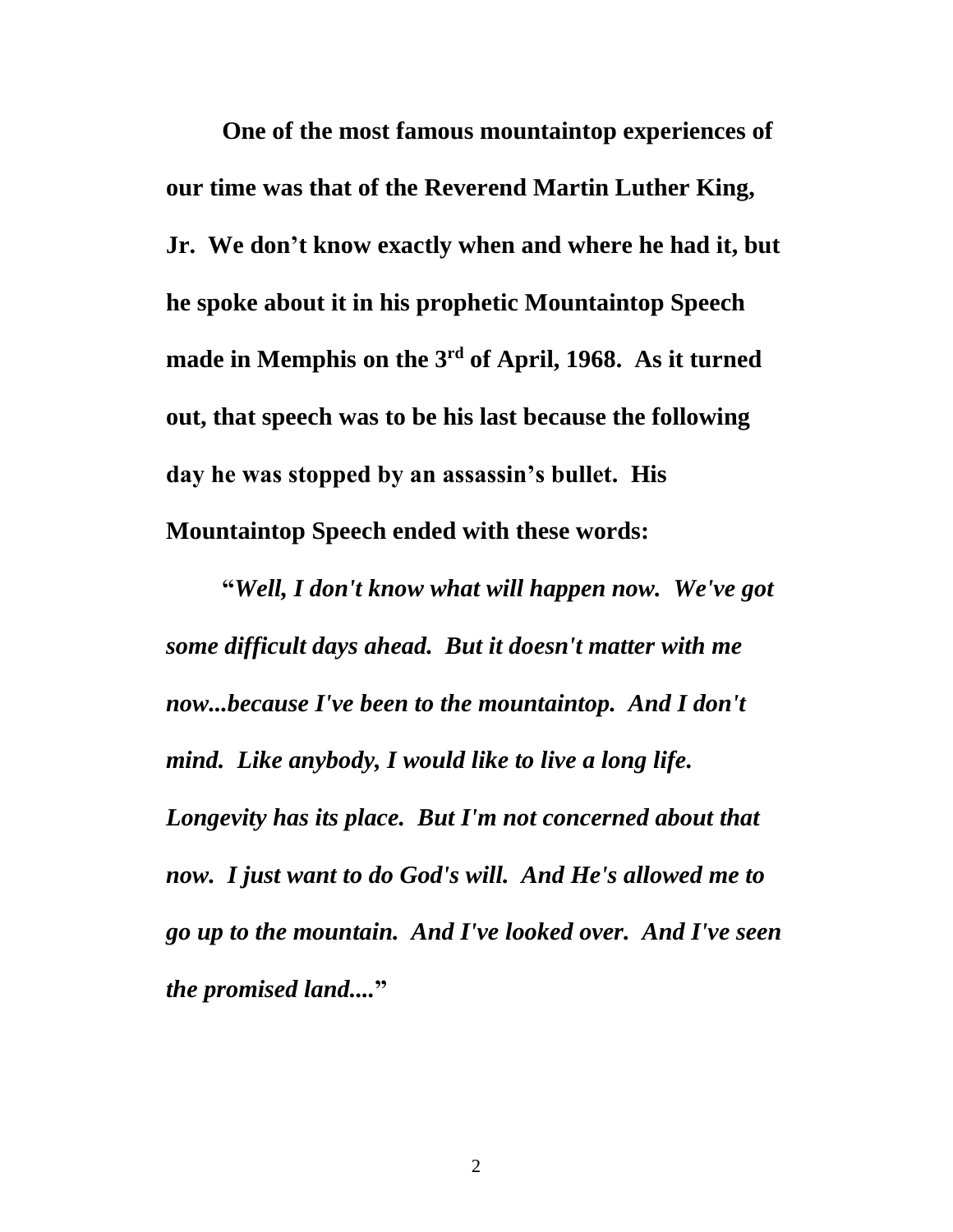**One of the most famous mountaintop experiences of our time was that of the Reverend Martin Luther King, Jr. We don't know exactly when and where he had it, but he spoke about it in his prophetic Mountaintop Speech made in Memphis on the 3rd of April, 1968. As it turned out, that speech was to be his last because the following day he was stopped by an assassin's bullet. His Mountaintop Speech ended with these words:**

**"*Well, I don't know what will happen now. We've got some difficult days ahead. But it doesn't matter with me now...because I've been to the mountaintop. And I don't mind. Like anybody, I would like to live a long life. Longevity has its place. But I'm not concerned about that now. I just want to do God's will. And He's allowed me to go up to the mountain. And I've looked over. And I've seen the promised land....*"**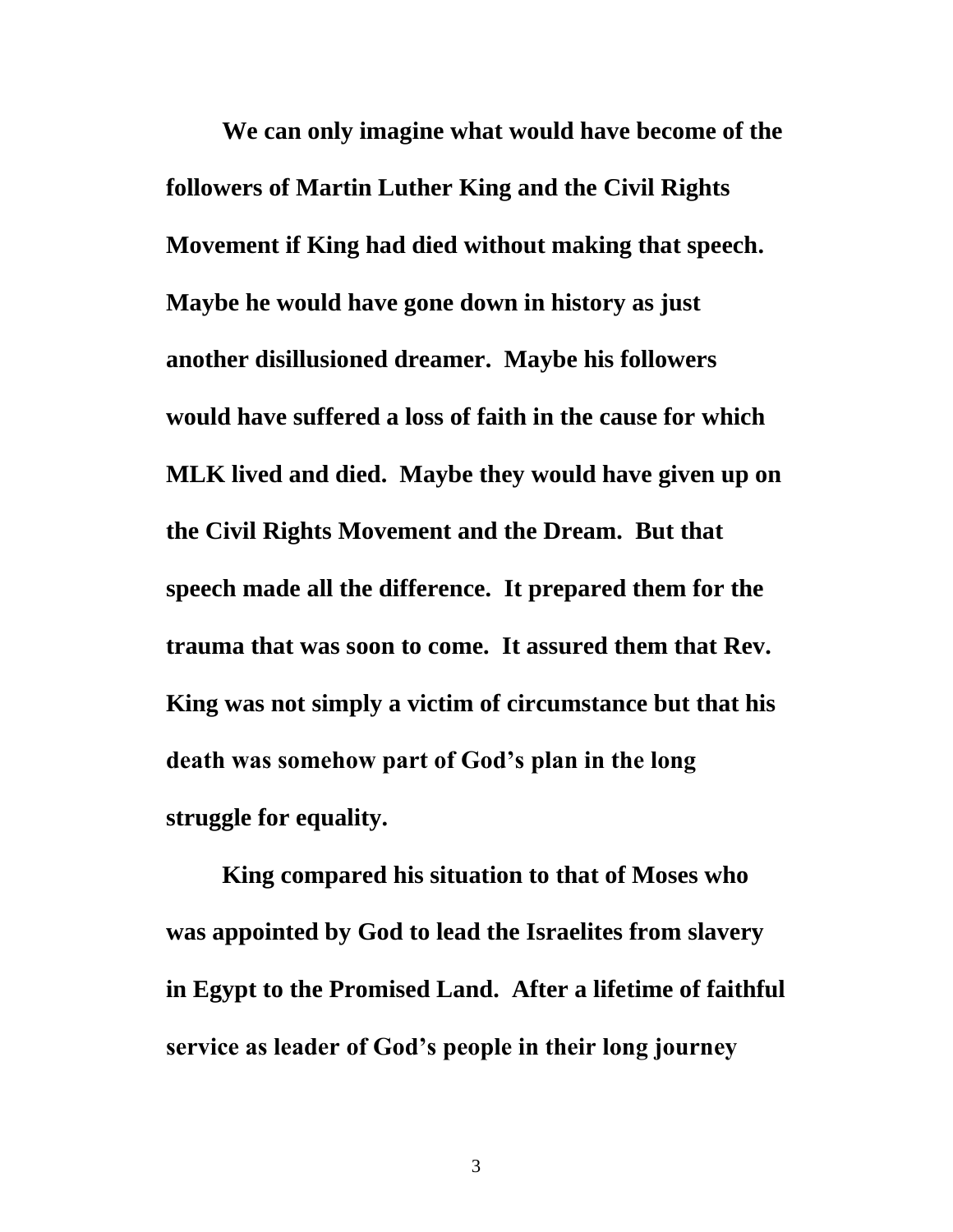**We can only imagine what would have become of the followers of Martin Luther King and the Civil Rights Movement if King had died without making that speech. Maybe he would have gone down in history as just another disillusioned dreamer. Maybe his followers would have suffered a loss of faith in the cause for which MLK lived and died. Maybe they would have given up on the Civil Rights Movement and the Dream. But that speech made all the difference. It prepared them for the trauma that was soon to come. It assured them that Rev. King was not simply a victim of circumstance but that his death was somehow part of God's plan in the long struggle for equality.**

**King compared his situation to that of Moses who was appointed by God to lead the Israelites from slavery in Egypt to the Promised Land. After a lifetime of faithful service as leader of God's people in their long journey**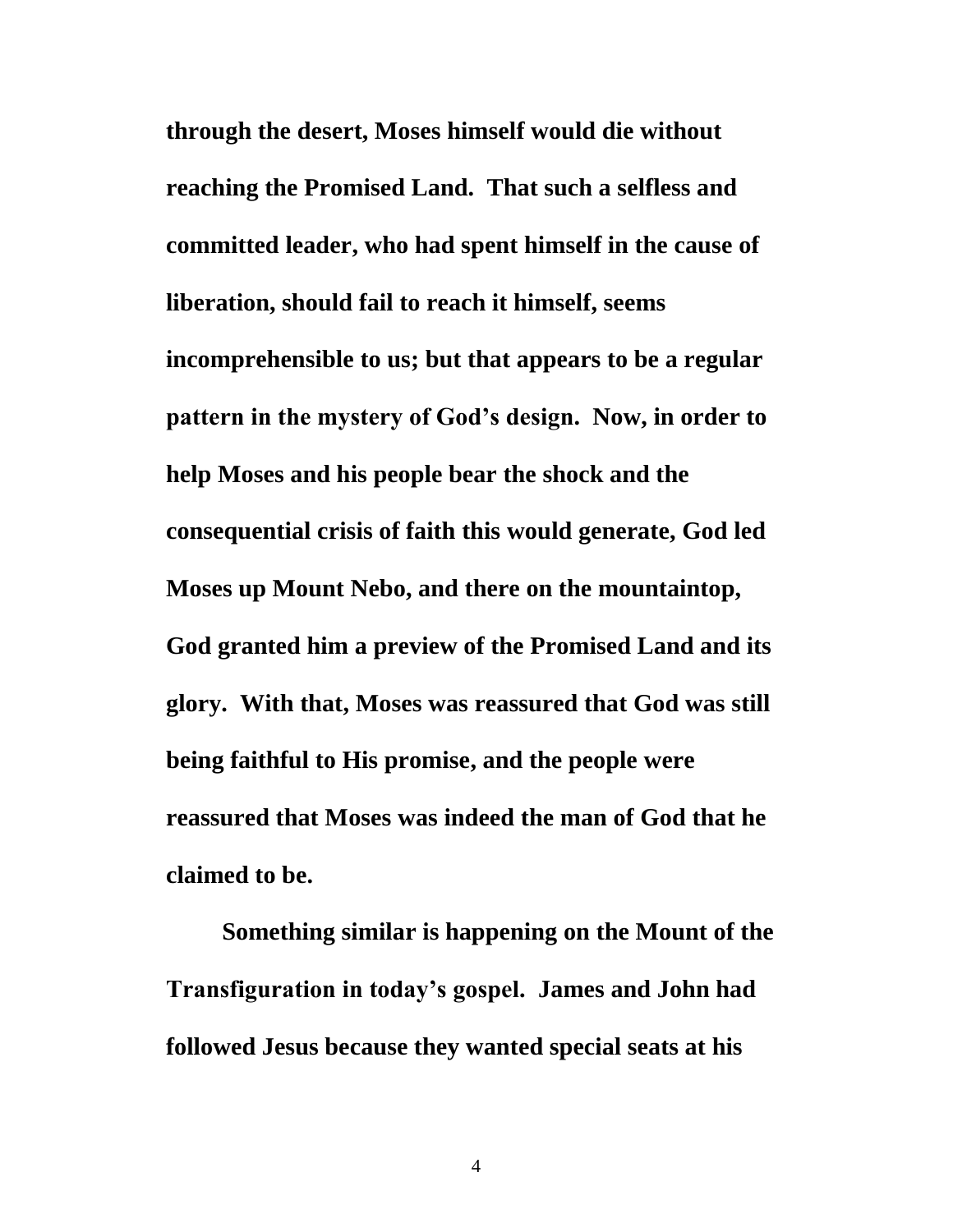**through the desert, Moses himself would die without reaching the Promised Land. That such a selfless and committed leader, who had spent himself in the cause of liberation, should fail to reach it himself, seems incomprehensible to us; but that appears to be a regular pattern in the mystery of God's design. Now, in order to help Moses and his people bear the shock and the consequential crisis of faith this would generate, God led Moses up Mount Nebo, and there on the mountaintop, God granted him a preview of the Promised Land and its glory. With that, Moses was reassured that God was still being faithful to His promise, and the people were reassured that Moses was indeed the man of God that he claimed to be.**

**Something similar is happening on the Mount of the Transfiguration in today's gospel. James and John had followed Jesus because they wanted special seats at his**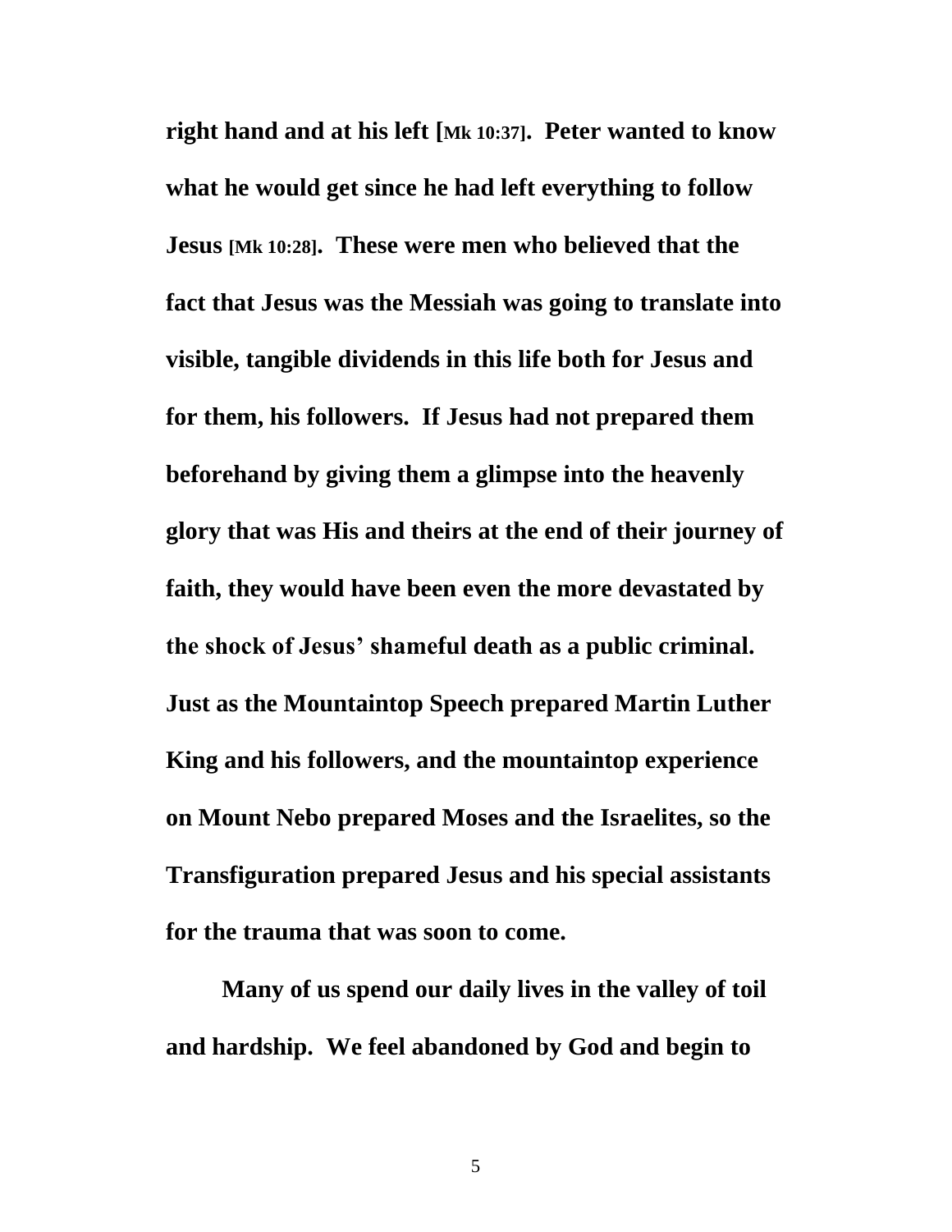**right hand and at his left [Mk 10:37]. Peter wanted to know what he would get since he had left everything to follow Jesus [Mk 10:28]. These were men who believed that the fact that Jesus was the Messiah was going to translate into visible, tangible dividends in this life both for Jesus and for them, his followers. If Jesus had not prepared them beforehand by giving them a glimpse into the heavenly glory that was His and theirs at the end of their journey of faith, they would have been even the more devastated by the shock of Jesus' shameful death as a public criminal. Just as the Mountaintop Speech prepared Martin Luther King and his followers, and the mountaintop experience on Mount Nebo prepared Moses and the Israelites, so the Transfiguration prepared Jesus and his special assistants for the trauma that was soon to come.**

**Many of us spend our daily lives in the valley of toil and hardship. We feel abandoned by God and begin to**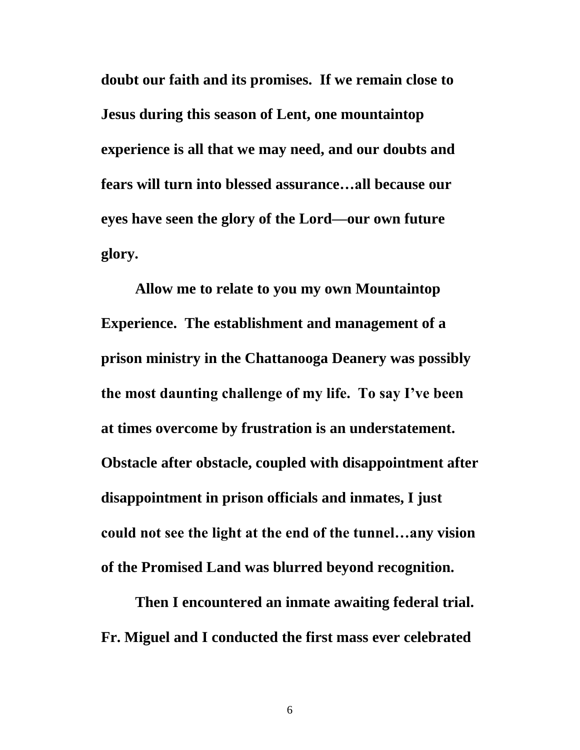**doubt our faith and its promises. If we remain close to Jesus during this season of Lent, one mountaintop experience is all that we may need, and our doubts and fears will turn into blessed assurance…all because our eyes have seen the glory of the Lord—our own future glory.**

**Allow me to relate to you my own Mountaintop Experience. The establishment and management of a prison ministry in the Chattanooga Deanery was possibly the most daunting challenge of my life. To say I've been at times overcome by frustration is an understatement. Obstacle after obstacle, coupled with disappointment after disappointment in prison officials and inmates, I just could not see the light at the end of the tunnel…any vision of the Promised Land was blurred beyond recognition.**

**Then I encountered an inmate awaiting federal trial. Fr. Miguel and I conducted the first mass ever celebrated**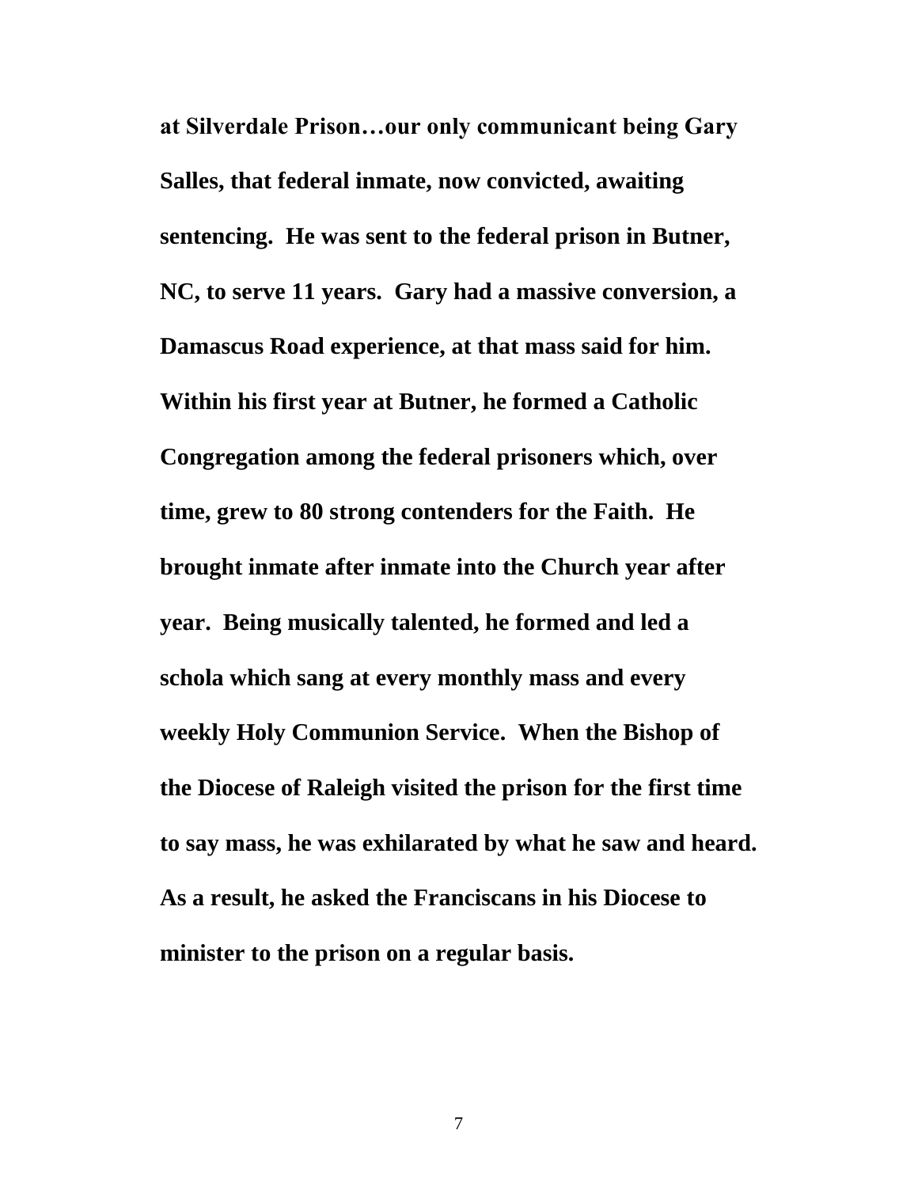**at Silverdale Prison…our only communicant being Gary Salles, that federal inmate, now convicted, awaiting sentencing. He was sent to the federal prison in Butner, NC, to serve 11 years. Gary had a massive conversion, a Damascus Road experience, at that mass said for him. Within his first year at Butner, he formed a Catholic Congregation among the federal prisoners which, over time, grew to 80 strong contenders for the Faith. He brought inmate after inmate into the Church year after year. Being musically talented, he formed and led a schola which sang at every monthly mass and every weekly Holy Communion Service. When the Bishop of the Diocese of Raleigh visited the prison for the first time to say mass, he was exhilarated by what he saw and heard. As a result, he asked the Franciscans in his Diocese to minister to the prison on a regular basis.**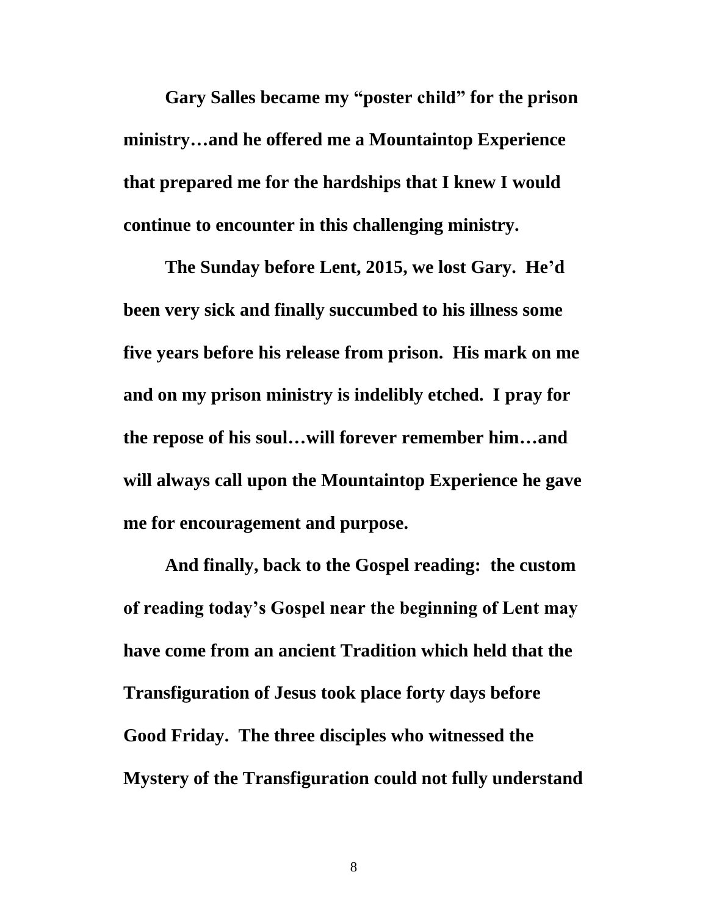**Gary Salles became my "poster child" for the prison ministry…and he offered me a Mountaintop Experience that prepared me for the hardships that I knew I would continue to encounter in this challenging ministry.**

**The Sunday before Lent, 2015, we lost Gary. He'd been very sick and finally succumbed to his illness some five years before his release from prison. His mark on me and on my prison ministry is indelibly etched. I pray for the repose of his soul…will forever remember him…and will always call upon the Mountaintop Experience he gave me for encouragement and purpose.**

**And finally, back to the Gospel reading: the custom of reading today's Gospel near the beginning of Lent may have come from an ancient Tradition which held that the Transfiguration of Jesus took place forty days before Good Friday. The three disciples who witnessed the Mystery of the Transfiguration could not fully understand**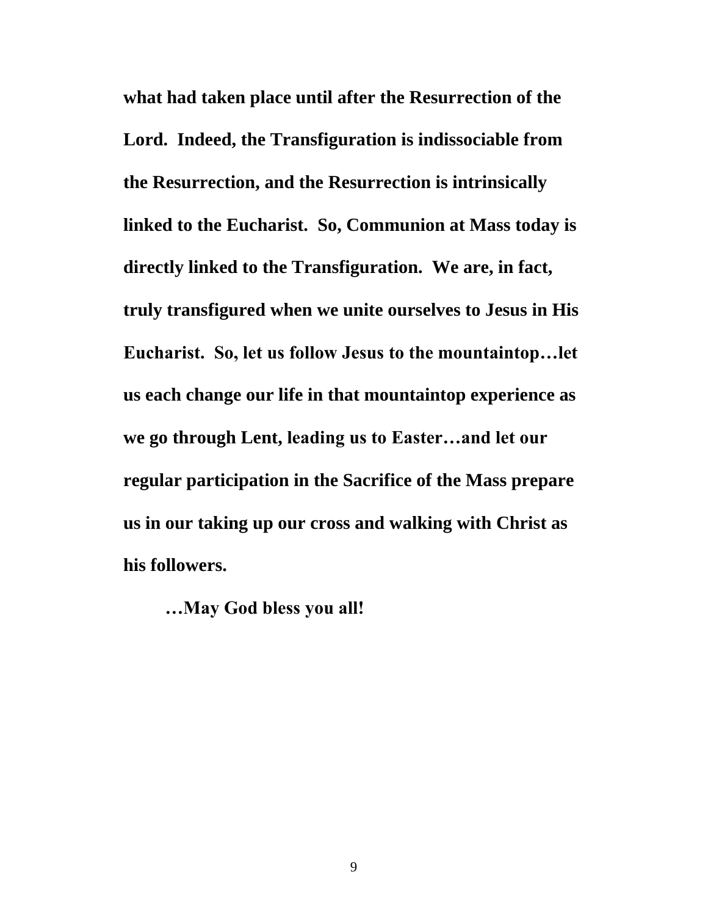**what had taken place until after the Resurrection of the Lord. Indeed, the Transfiguration is indissociable from the Resurrection, and the Resurrection is intrinsically linked to the Eucharist. So, Communion at Mass today is directly linked to the Transfiguration. We are, in fact, truly transfigured when we unite ourselves to Jesus in His Eucharist. So, let us follow Jesus to the mountaintop…let us each change our life in that mountaintop experience as we go through Lent, leading us to Easter…and let our regular participation in the Sacrifice of the Mass prepare us in our taking up our cross and walking with Christ as his followers.**

**…May God bless you all!**